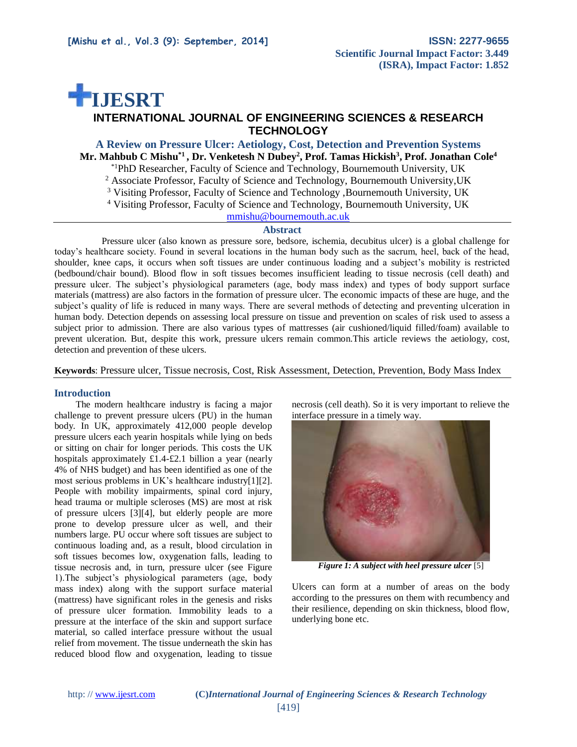# IJESRT

## INTERNATIONAL JOURNAL OF ENGINEERING SCIENCES & RESEARCH TECHNOLOGY

## A Review on Pressure Ulcer: Aetiology, Cost, Detection and Prevention Systems

**Mr. Mahbub C Mishu[*1], Dr. Venketesh N Dubey[2], Prof. Tamas Hickish[3], Prof. Jonathan Cole[4]**

[*1]PhD Researcher, Faculty of Science and Technology, Bournemouth University, UK

[2] Associate Professor, Faculty of Science and Technology, Bournemouth University,UK

[3] Visiting Professor, Faculty of Science and Technology ,Bournemouth University, UK

[4] Visiting Professor, Faculty of Science and Technology, Bournemouth University, UK

mmishu@bournemouth.ac.uk

### Abstract

Pressure ulcer (also known as pressure sore, bedsore, ischemia, decubitus ulcer) is a global challenge for today's healthcare society. Found in several locations in the human body such as the sacrum, heel, back of the head, shoulder, knee caps, it occurs when soft tissues are under continuous loading and a subject's mobility is restricted (bedbound/chair bound). Blood flow in soft tissues becomes insufficient leading to tissue necrosis (cell death) and pressure ulcer. The subject's physiological parameters (age, body mass index) and types of body support surface materials (mattress) are also factors in the formation of pressure ulcer. The economic impacts of these are huge, and the subject's quality of life is reduced in many ways. There are several methods of detecting and preventing ulceration in human body. Detection depends on assessing local pressure on tissue and prevention on scales of risk used to assess a subject prior to admission. There are also various types of mattresses (air cushioned/liquid filled/foam) available to prevent ulceration. But, despite this work, pressure ulcers remain common.This article reviews the aetiology, cost, detection and prevention of these ulcers.

**Keywords**: Pressure ulcer, Tissue necrosis, Cost, Risk Assessment, Detection, Prevention, Body Mass Index

### Introduction

The modern healthcare industry is facing a major challenge to prevent pressure ulcers (PU) in the human body. In UK, approximately 412,000 people develop pressure ulcers each yearin hospitals while lying on beds or sitting on chair for longer periods. This costs the UK hospitals approximately £1.4-£2.1 billion a year (nearly 4% of NHS budget) and has been identified as one of the most serious problems in UK's healthcare industry[1][2]. People with mobility impairments, spinal cord injury, head trauma or multiple scleroses (MS) are most at risk of pressure ulcers [3][4], but elderly people are more prone to develop pressure ulcer as well, and their numbers large. PU occur where soft tissues are subject to continuous loading and, as a result, blood circulation in soft tissues becomes low, oxygenation falls, leading to tissue necrosis and, in turn, pressure ulcer (see Figure 1).The subject's physiological parameters (age, body mass index) along with the support surface material (mattress) have significant roles in the genesis and risks of pressure ulcer formation. Immobility leads to a pressure at the interface of the skin and support surface material, so called interface pressure without the usual relief from movement. The tissue underneath the skin has reduced blood flow and oxygenation, leading to tissue necrosis (cell death). So it is very important to relieve the interface pressure in a timely way.

***Figure 1: A subject with heel pressure ulcer*** [5]

Ulcers can form at a number of areas on the body according to the pressures on them with recumbency and their resilience, depending on skin thickness, blood flow, underlying bone etc.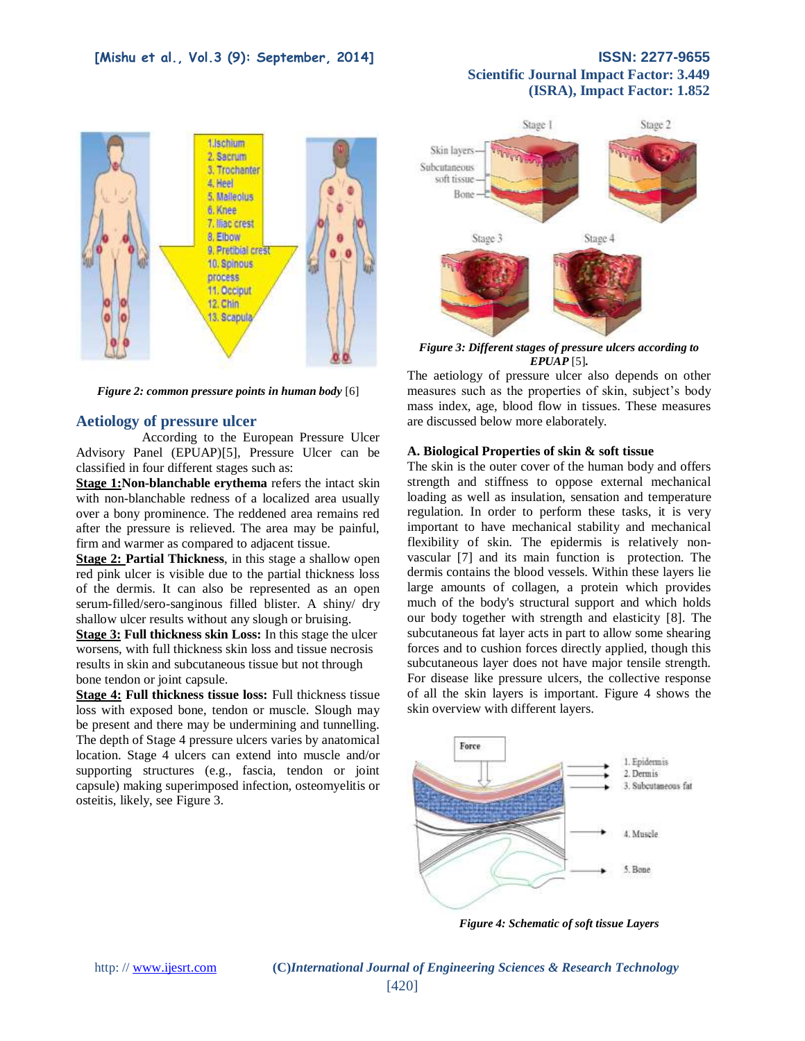Figure 2: *common pressure points in human body* [6]

## Aetiology of pressure ulcer

According to the European Pressure Ulcer Advisory Panel (EPUAP)[5], Pressure Ulcer can be classified in four different stages such as:

**Stage 1:Non-blanchable erythema** refers the intact skin with non-blanchable redness of a localized area usually over a bony prominence. The reddened area remains red after the pressure is relieved. The area may be painful, firm and warmer as compared to adjacent tissue.

**Stage 2: Partial Thickness**, in this stage a shallow open red pink ulcer is visible due to the partial thickness loss of the dermis. It can also be represented as an open serum-filled/sero-sanginous filled blister. A shiny/ dry shallow ulcer results without any slough or bruising.

**Stage 3: Full thickness skin Loss:** In this stage the ulcer worsens, with full thickness skin loss and tissue necrosis results in skin and subcutaneous tissue but not through bone tendon or joint capsule.

**Stage 4: Full thickness tissue loss:** Full thickness tissue loss with exposed bone, tendon or muscle. Slough may be present and there may be undermining and tunnelling. The depth of Stage 4 pressure ulcers varies by anatomical location. Stage 4 ulcers can extend into muscle and/or supporting structures (e.g., fascia, tendon or joint capsule) making superimposed infection, osteomyelitis or osteitis, likely, see Figure 3.

*Figure 3: Different stages of pressure ulcers according to EPUAP* [5].

The aetiology of pressure ulcer also depends on other measures such as the properties of skin, subject's body mass index, age, blood flow in tissues. These measures are discussed below more elaborately.

### A. Biological Properties of skin & soft tissue

The skin is the outer cover of the human body and offers strength and stiffness to oppose external mechanical loading as well as insulation, sensation and temperature regulation. In order to perform these tasks, it is very important to have mechanical stability and mechanical flexibility of skin. The epidermis is relatively non-vascular [7] and its main function is protection. The dermis contains the blood vessels. Within these layers lie large amounts of collagen, a protein which provides much of the body's structural support and which holds our body together with strength and elasticity [8]. The subcutaneous fat layer acts in part to allow some shearing forces and to cushion forces directly applied, though this subcutaneous layer does not have major tensile strength. For disease like pressure ulcers, the collective response of all the skin layers is important. Figure 4 shows the skin overview with different layers.

*Figure 4: Schematic of soft tissue Layers*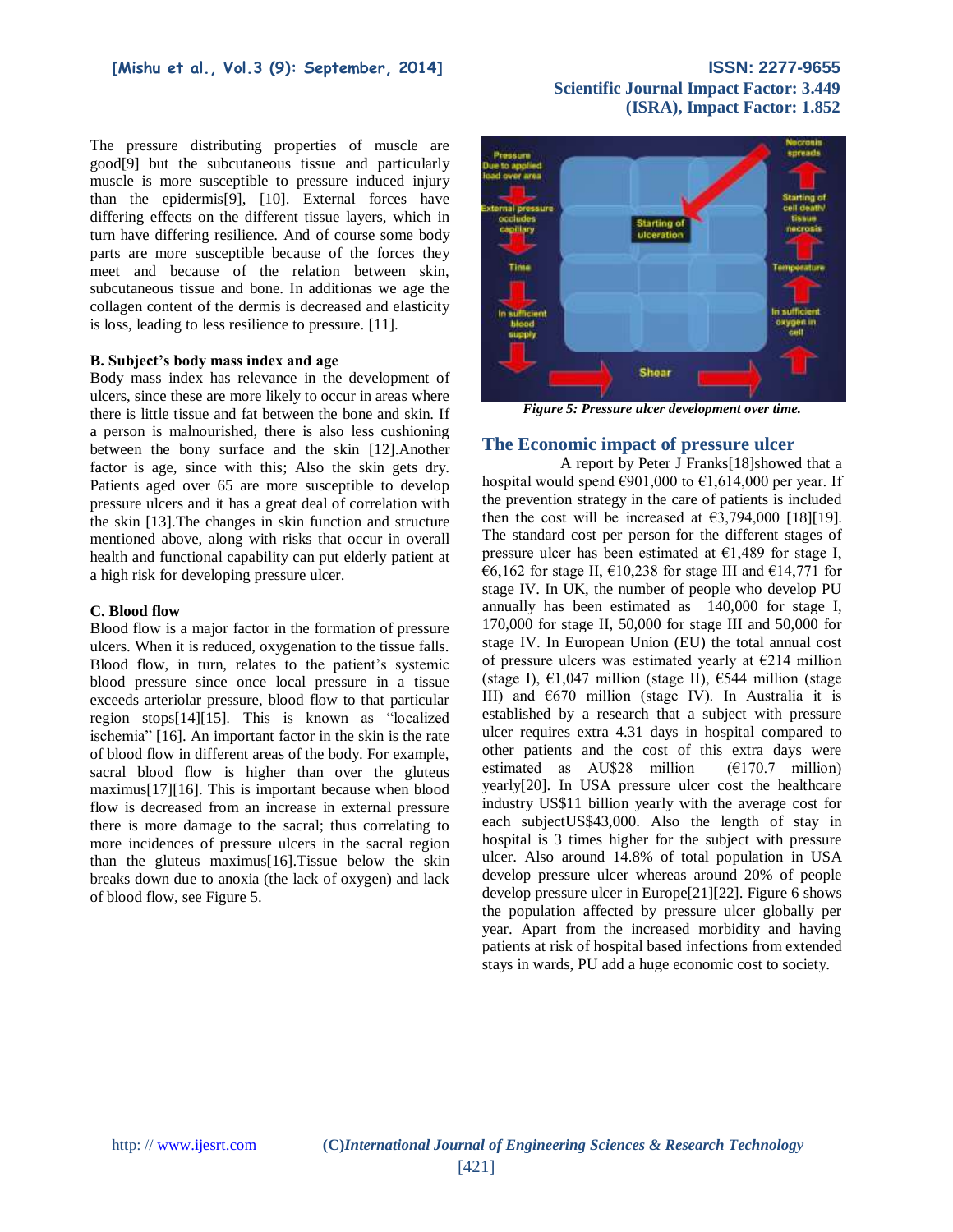The pressure distributing properties of muscle are good[9] but the subcutaneous tissue and particularly muscle is more susceptible to pressure induced injury than the epidermis[9], [10]. External forces have differing effects on the different tissue layers, which in turn have differing resilience. And of course some body parts are more susceptible because of the forces they meet and because of the relation between skin, subcutaneous tissue and bone. In additionas we age the collagen content of the dermis is decreased and elasticity is loss, leading to less resilience to pressure. [11].

**B. Subject's body mass index and age**

Body mass index has relevance in the development of ulcers, since these are more likely to occur in areas where there is little tissue and fat between the bone and skin. If a person is malnourished, there is also less cushioning between the bony surface and the skin [12].Another factor is age, since with this; Also the skin gets dry. Patients aged over 65 are more susceptible to develop pressure ulcers and it has a great deal of correlation with the skin [13].The changes in skin function and structure mentioned above, along with risks that occur in overall health and functional capability can put elderly patient at a high risk for developing pressure ulcer.

**C. Blood flow**

Blood flow is a major factor in the formation of pressure ulcers. When it is reduced, oxygenation to the tissue falls. Blood flow, in turn, relates to the patient's systemic blood pressure since once local pressure in a tissue exceeds arteriolar pressure, blood flow to that particular region stops[14][15]. This is known as "localized ischemia" [16]. An important factor in the skin is the rate of blood flow in different areas of the body. For example, sacral blood flow is higher than over the gluteus maximus[17][16]. This is important because when blood flow is decreased from an increase in external pressure there is more damage to the sacral; thus correlating to more incidences of pressure ulcers in the sacral region than the gluteus maximus[16].Tissue below the skin breaks down due to anoxia (the lack of oxygen) and lack of blood flow, see Figure 5.

*Figure 5: Pressure ulcer development over time.*

## The Economic impact of pressure ulcer

A report by Peter J Franks[18]showed that a hospital would spend €901,000 to €1,614,000 per year. If the prevention strategy in the care of patients is included then the cost will be increased at €3,794,000 [18][19]. The standard cost per person for the different stages of pressure ulcer has been estimated at €1,489 for stage I, €6,162 for stage II, €10,238 for stage III and €14,771 for stage IV. In UK, the number of people who develop PU annually has been estimated as 140,000 for stage I, 170,000 for stage II, 50,000 for stage III and 50,000 for stage IV. In European Union (EU) the total annual cost of pressure ulcers was estimated yearly at €214 million (stage I), €1,047 million (stage II), €544 million (stage III) and €670 million (stage IV). In Australia it is established by a research that a subject with pressure ulcer requires extra 4.31 days in hospital compared to other patients and the cost of this extra days were estimated as AU$28 million (€170.7 million) yearly[20]. In USA pressure ulcer cost the healthcare industry US$11 billion yearly with the average cost for each subjectUS$43,000. Also the length of stay in hospital is 3 times higher for the subject with pressure ulcer. Also around 14.8% of total population in USA develop pressure ulcer whereas around 20% of people develop pressure ulcer in Europe[21][22]. Figure 6 shows the population affected by pressure ulcer globally per year. Apart from the increased morbidity and having patients at risk of hospital based infections from extended stays in wards, PU add a huge economic cost to society.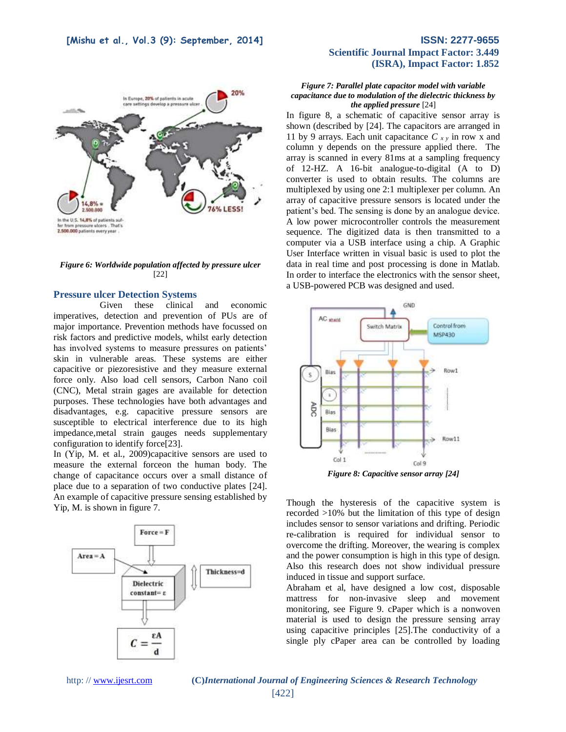*Figure 6: Worldwide population affected by pressure ulcer* [22]

## Pressure ulcer Detection Systems

Given these clinical and economic imperatives, detection and prevention of PUs are of major importance. Prevention methods have focussed on risk factors and predictive models, whilst early detection has involved systems to measure pressures on patients' skin in vulnerable areas. These systems are either capacitive or piezoresistive and they measure external force only. Also load cell sensors, Carbon Nano coil (CNC), Metal strain gages are available for detection purposes. These technologies have both advantages and disadvantages, e.g. capacitive pressure sensors are susceptible to electrical interference due to its high impedance,metal strain gauges needs supplementary configuration to identify force[23].

In (Yip, M. et al., 2009)capacitive sensors are used to measure the external forceon the human body. The change of capacitance occurs over a small distance of place due to a separation of two conductive plates [24]. An example of capacitive pressure sensing established by Yip, M. is shown in figure 7.

*Figure 7: Parallel plate capacitor model with variable capacitance due to modulation of the dielectric thickness by the applied pressure* [24]

In figure 8, a schematic of capacitive sensor array is shown (described by [24]. The capacitors are arranged in 11 by 9 arrays. Each unit capacitance $C_{xy}$ in row x and column y depends on the pressure applied there. The array is scanned in every 81ms at a sampling frequency of 12-HZ. A 16-bit analogue-to-digital (A to D) converter is used to obtain results. The columns are multiplexed by using one 2:1 multiplexer per column. An array of capacitive pressure sensors is located under the patient's bed. The sensing is done by an analogue device. A low power microcontroller controls the measurement sequence. The digitized data is then transmitted to a computer via a USB interface using a chip. A Graphic User Interface written in visual basic is used to plot the data in real time and post processing is done in Matlab. In order to interface the electronics with the sensor sheet, a USB-powered PCB was designed and used.

*Figure 8: Capacitive sensor array [24]*

Though the hysteresis of the capacitive system is recorded >10% but the limitation of this type of design includes sensor to sensor variations and drifting. Periodic re-calibration is required for individual sensor to overcome the drifting. Moreover, the wearing is complex and the power consumption is high in this type of design. Also this research does not show individual pressure induced in tissue and support surface.

Abraham et al, have designed a low cost, disposable mattress for non-invasive sleep and movement monitoring, see Figure 9. cPaper which is a nonwoven material is used to design the pressure sensing array using capacitive principles [25].The conductivity of a single ply cPaper area can be controlled by loading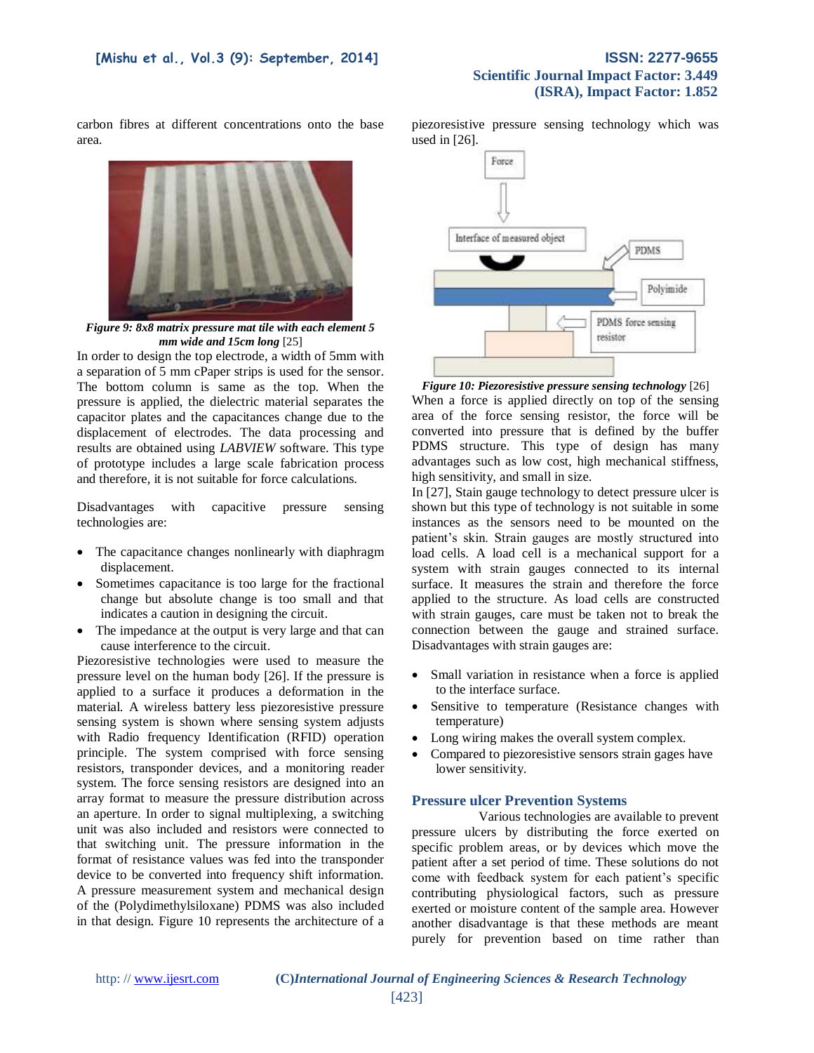carbon fibres at different concentrations onto the base area.

*Figure 9: 8x8 matrix pressure mat tile with each element 5 mm wide and 15cm long* [25]

In order to design the top electrode, a width of 5mm with a separation of 5 mm cPaper strips is used for the sensor. The bottom column is same as the top. When the pressure is applied, the dielectric material separates the capacitor plates and the capacitances change due to the displacement of electrodes. The data processing and results are obtained using *LABVIEW* software. This type of prototype includes a large scale fabrication process and therefore, it is not suitable for force calculations.

Disadvantages with capacitive pressure sensing technologies are:

- The capacitance changes nonlinearly with diaphragm displacement.
- Sometimes capacitance is too large for the fractional change but absolute change is too small and that indicates a caution in designing the circuit.
- The impedance at the output is very large and that can cause interference to the circuit.

Piezoresistive technologies were used to measure the pressure level on the human body [26]. If the pressure is applied to a surface it produces a deformation in the material. A wireless battery less piezoresistive pressure sensing system is shown where sensing system adjusts with Radio frequency Identification (RFID) operation principle. The system comprised with force sensing resistors, transponder devices, and a monitoring reader system. The force sensing resistors are designed into an array format to measure the pressure distribution across an aperture. In order to signal multiplexing, a switching unit was also included and resistors were connected to that switching unit. The pressure information in the format of resistance values was fed into the transponder device to be converted into frequency shift information. A pressure measurement system and mechanical design of the (Polydimethylsiloxane) PDMS was also included in that design. Figure 10 represents the architecture of a piezoresistive pressure sensing technology which was used in [26].

*Figure 10: Piezoresistive pressure sensing technology* [26]

When a force is applied directly on top of the sensing area of the force sensing resistor, the force will be converted into pressure that is defined by the buffer PDMS structure. This type of design has many advantages such as low cost, high mechanical stiffness, high sensitivity, and small in size.

In [27], Stain gauge technology to detect pressure ulcer is shown but this type of technology is not suitable in some instances as the sensors need to be mounted on the patient's skin. Strain gauges are mostly structured into load cells. A load cell is a mechanical support for a system with strain gauges connected to its internal surface. It measures the strain and therefore the force applied to the structure. As load cells are constructed with strain gauges, care must be taken not to break the connection between the gauge and strained surface. Disadvantages with strain gauges are:

- Small variation in resistance when a force is applied to the interface surface.
- Sensitive to temperature (Resistance changes with temperature)
- Long wiring makes the overall system complex.
- Compared to piezoresistive sensors strain gages have lower sensitivity.

## Pressure ulcer Prevention Systems

Various technologies are available to prevent pressure ulcers by distributing the force exerted on specific problem areas, or by devices which move the patient after a set period of time. These solutions do not come with feedback system for each patient's specific contributing physiological factors, such as pressure exerted or moisture content of the sample area. However another disadvantage is that these methods are meant purely for prevention based on time rather than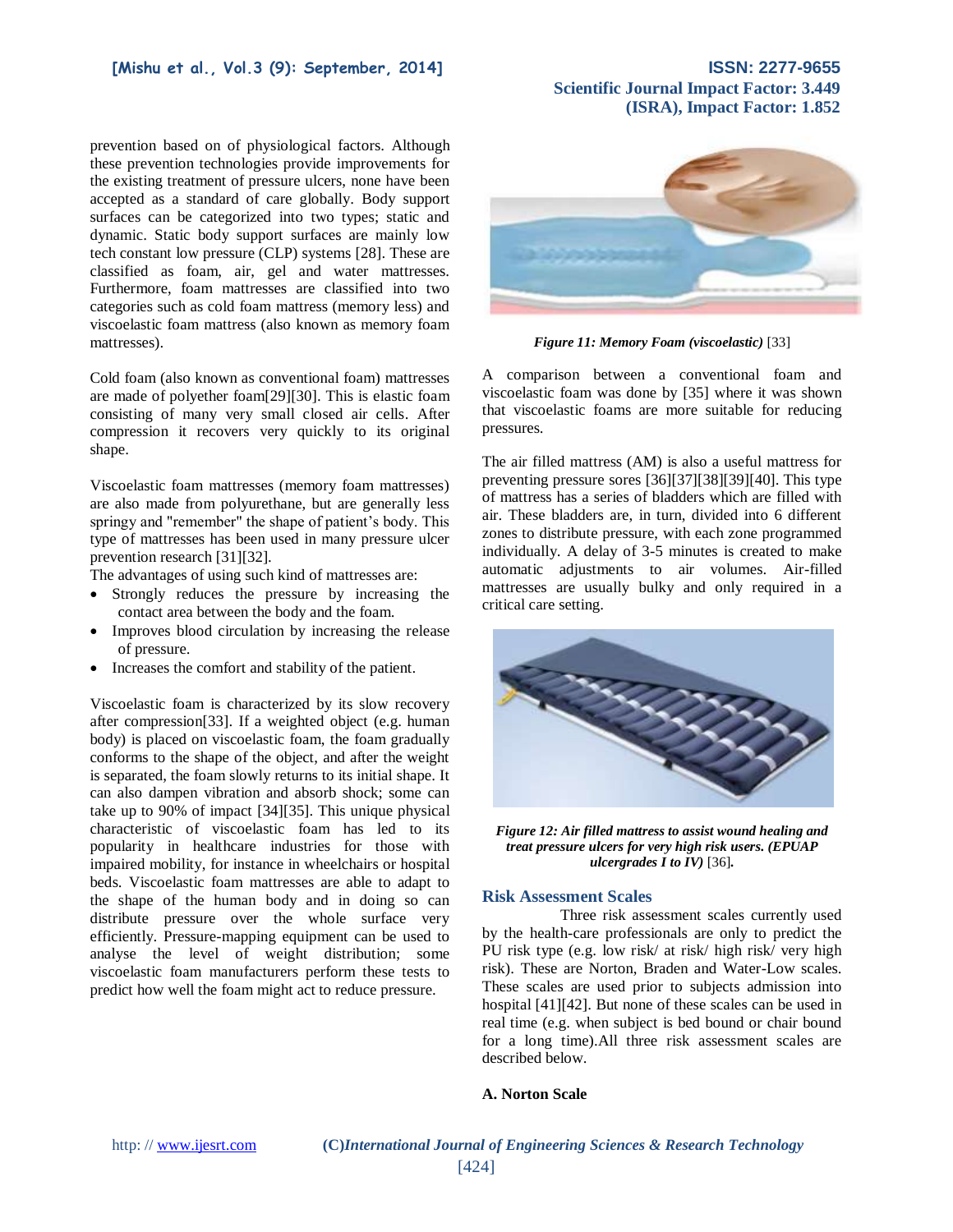prevention based on of physiological factors. Although these prevention technologies provide improvements for the existing treatment of pressure ulcers, none have been accepted as a standard of care globally. Body support surfaces can be categorized into two types; static and dynamic. Static body support surfaces are mainly low tech constant low pressure (CLP) systems [28]. These are classified as foam, air, gel and water mattresses. Furthermore, foam mattresses are classified into two categories such as cold foam mattress (memory less) and viscoelastic foam mattress (also known as memory foam mattresses).

Cold foam (also known as conventional foam) mattresses are made of polyether foam[29][30]. This is elastic foam consisting of many very small closed air cells. After compression it recovers very quickly to its original shape.

Viscoelastic foam mattresses (memory foam mattresses) are also made from polyurethane, but are generally less springy and "remember" the shape of patient's body. This type of mattresses has been used in many pressure ulcer prevention research [31][32].

The advantages of using such kind of mattresses are:

- Strongly reduces the pressure by increasing the contact area between the body and the foam.
- Improves blood circulation by increasing the release of pressure.
- Increases the comfort and stability of the patient.

Viscoelastic foam is characterized by its slow recovery after compression[33]. If a weighted object (e.g. human body) is placed on viscoelastic foam, the foam gradually conforms to the shape of the object, and after the weight is separated, the foam slowly returns to its initial shape. It can also dampen vibration and absorb shock; some can take up to 90% of impact [34][35]. This unique physical characteristic of viscoelastic foam has led to its popularity in healthcare industries for those with impaired mobility, for instance in wheelchairs or hospital beds. Viscoelastic foam mattresses are able to adapt to the shape of the human body and in doing so can distribute pressure over the whole surface very efficiently. Pressure-mapping equipment can be used to analyse the level of weight distribution; some viscoelastic foam manufacturers perform these tests to predict how well the foam might act to reduce pressure.

***Figure 11: Memory Foam (viscoelastic)*** [33]

A comparison between a conventional foam and viscoelastic foam was done by [35] where it was shown that viscoelastic foams are more suitable for reducing pressures.

The air filled mattress (AM) is also a useful mattress for preventing pressure sores [36][37][38][39][40]. This type of mattress has a series of bladders which are filled with air. These bladders are, in turn, divided into 6 different zones to distribute pressure, with each zone programmed individually. A delay of 3-5 minutes is created to make automatic adjustments to air volumes. Air-filled mattresses are usually bulky and only required in a critical care setting.

***Figure 12: Air filled mattress to assist wound healing and treat pressure ulcers for very high risk users. (EPUAP ulcergrades I to IV)*** [36]**.**

## Risk Assessment Scales

Three risk assessment scales currently used by the health-care professionals are only to predict the PU risk type (e.g. low risk/ at risk/ high risk/ very high risk). These are Norton, Braden and Water-Low scales. These scales are used prior to subjects admission into hospital [41][42]. But none of these scales can be used in real time (e.g. when subject is bed bound or chair bound for a long time).All three risk assessment scales are described below.

**A. Norton Scale**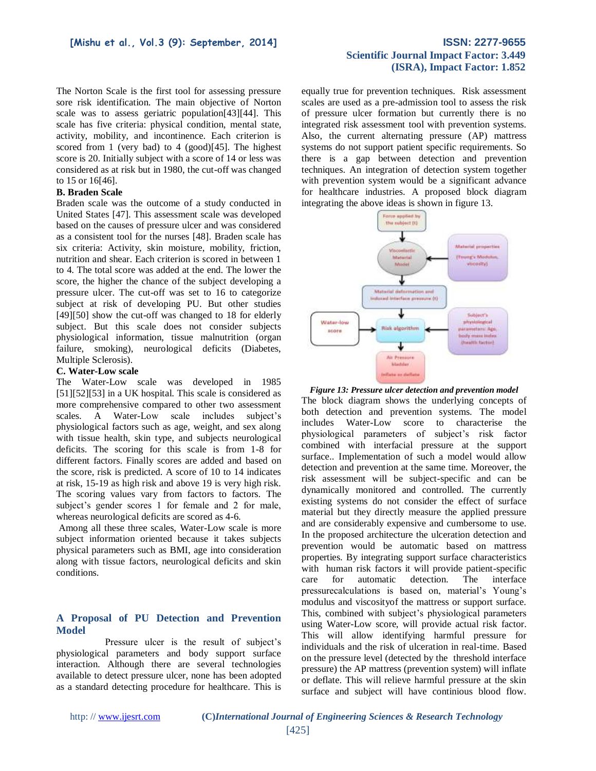The Norton Scale is the first tool for assessing pressure sore risk identification. The main objective of Norton scale was to assess geriatric population[43][44]. This scale has five criteria: physical condition, mental state, activity, mobility, and incontinence. Each criterion is scored from 1 (very bad) to 4 (good)[45]. The highest score is 20. Initially subject with a score of 14 or less was considered as at risk but in 1980, the cut-off was changed to 15 or 16[46].

**B. Braden Scale**

Braden scale was the outcome of a study conducted in United States [47]. This assessment scale was developed based on the causes of pressure ulcer and was considered as a consistent tool for the nurses [48]. Braden scale has six criteria: Activity, skin moisture, mobility, friction, nutrition and shear. Each criterion is scored in between 1 to 4. The total score was added at the end. The lower the score, the higher the chance of the subject developing a pressure ulcer. The cut-off was set to 16 to categorize subject at risk of developing PU. But other studies [49][50] show the cut-off was changed to 18 for elderly subject. But this scale does not consider subjects physiological information, tissue malnutrition (organ failure, smoking), neurological deficits (Diabetes, Multiple Sclerosis).

**C. Water-Low scale**

The Water-Low scale was developed in 1985 [51][52][53] in a UK hospital. This scale is considered as more comprehensive compared to other two assessment scales. A Water-Low scale includes subject's physiological factors such as age, weight, and sex along with tissue health, skin type, and subjects neurological deficits. The scoring for this scale is from 1-8 for different factors. Finally scores are added and based on the score, risk is predicted. A score of 10 to 14 indicates at risk, 15-19 as high risk and above 19 is very high risk. The scoring values vary from factors to factors. The subject's gender scores 1 for female and 2 for male, whereas neurological deficits are scored as 4-6.

Among all these three scales, Water-Low scale is more subject information oriented because it takes subjects physical parameters such as BMI, age into consideration along with tissue factors, neurological deficits and skin conditions.

## A Proposal of PU Detection and Prevention Model

Pressure ulcer is the result of subject's physiological parameters and body support surface interaction. Although there are several technologies available to detect pressure ulcer, none has been adopted as a standard detecting procedure for healthcare. This is equally true for prevention techniques. Risk assessment scales are used as a pre-admission tool to assess the risk of pressure ulcer formation but currently there is no integrated risk assessment tool with prevention systems. Also, the current alternating pressure (AP) mattress systems do not support patient specific requirements. So there is a gap between detection and prevention techniques. An integration of detection system together with prevention system would be a significant advance for healthcare industries. A proposed block diagram integrating the above ideas is shown in figure 13.

*Figure 13: Pressure ulcer detection and prevention model*

The block diagram shows the underlying concepts of both detection and prevention systems. The model includes Water-Low score to characterise the physiological parameters of subject's risk factor combined with interfacial pressure at the support surface.. Implementation of such a model would allow detection and prevention at the same time. Moreover, the risk assessment will be subject-specific and can be dynamically monitored and controlled. The currently existing systems do not consider the effect of surface material but they directly measure the applied pressure and are considerably expensive and cumbersome to use. In the proposed architecture the ulceration detection and prevention would be automatic based on mattress properties. By integrating support surface characteristics with human risk factors it will provide patient-specific care for automatic detection. The interface pressurecalculations is based on, material's Young's modulus and viscosityof the mattress or support surface. This, combined with subject's physiological parameters using Water-Low score, will provide actual risk factor. This will allow identifying harmful pressure for individuals and the risk of ulceration in real-time. Based on the pressure level (detected by the threshold interface pressure) the AP mattress (prevention system) will inflate or deflate. This will relieve harmful pressure at the skin surface and subject will have continious blood flow.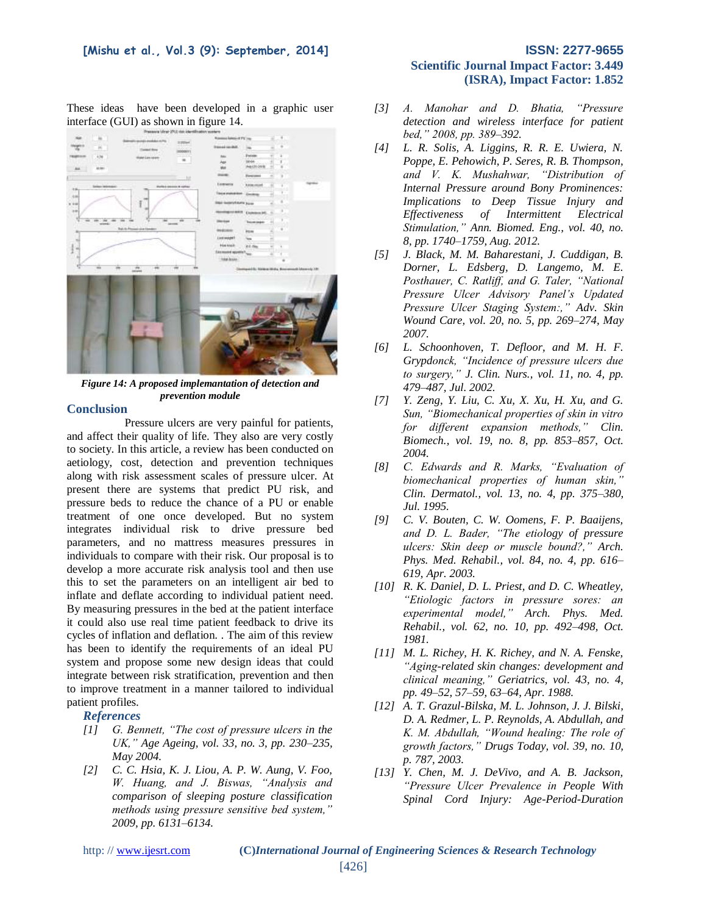These ideas have been developed in a graphic user interface (GUI) as shown in figure 14.

*Figure 14: A proposed implemantation of detection and prevention module*

## Conclusion

Pressure ulcers are very painful for patients, and affect their quality of life. They also are very costly to society. In this article, a review has been conducted on aetiology, cost, detection and prevention techniques along with risk assessment scales of pressure ulcer. At present there are systems that predict PU risk, and pressure beds to reduce the chance of a PU or enable treatment of one once developed. But no system integrates individual risk to drive pressure bed parameters, and no mattress measures pressures in individuals to compare with their risk. Our proposal is to develop a more accurate risk analysis tool and then use this to set the parameters on an intelligent air bed to inflate and deflate according to individual patient need. By measuring pressures in the bed at the patient interface it could also use real time patient feedback to drive its cycles of inflation and deflation. . The aim of this review has been to identify the requirements of an ideal PU system and propose some new design ideas that could integrate between risk stratification, prevention and then to improve treatment in a manner tailored to individual patient profiles.

### References

[1] *G. Bennett, "The cost of pressure ulcers in the UK," Age Ageing, vol. 33, no. 3, pp. 230–235, May 2004.*

[2] *C. C. Hsia, K. J. Liou, A. P. W. Aung, V. Foo, W. Huang, and J. Biswas, "Analysis and comparison of sleeping posture classification methods using pressure sensitive bed system," 2009, pp. 6131–6134.*

[3] *A. Manohar and D. Bhatia, "Pressure detection and wireless interface for patient bed," 2008, pp. 389–392.*

[4] *L. R. Solis, A. Liggins, R. R. E. Uwiera, N. Poppe, E. Pehowich, P. Seres, R. B. Thompson, and V. K. Mushahwar, "Distribution of Internal Pressure around Bony Prominences: Implications to Deep Tissue Injury and Effectiveness of Intermittent Electrical Stimulation," Ann. Biomed. Eng., vol. 40, no. 8, pp. 1740–1759, Aug. 2012.*

[5] *J. Black, M. M. Baharestani, J. Cuddigan, B. Dorner, L. Edsberg, D. Langemo, M. E. Posthauer, C. Ratliff, and G. Taler, "National Pressure Ulcer Advisory Panel's Updated Pressure Ulcer Staging System:," Adv. Skin Wound Care, vol. 20, no. 5, pp. 269–274, May 2007.*

[6] *L. Schoonhoven, T. Defloor, and M. H. F. Grypdonck, "Incidence of pressure ulcers due to surgery," J. Clin. Nurs., vol. 11, no. 4, pp. 479–487, Jul. 2002.*

[7] *Y. Zeng, Y. Liu, C. Xu, X. Xu, H. Xu, and G. Sun, "Biomechanical properties of skin in vitro for different expansion methods," Clin. Biomech., vol. 19, no. 8, pp. 853–857, Oct. 2004.*

[8] *C. Edwards and R. Marks, "Evaluation of biomechanical properties of human skin," Clin. Dermatol., vol. 13, no. 4, pp. 375–380, Jul. 1995.*

[9] *C. V. Bouten, C. W. Oomens, F. P. Baaijens, and D. L. Bader, "The etiology of pressure ulcers: Skin deep or muscle bound?," Arch. Phys. Med. Rehabil., vol. 84, no. 4, pp. 616–619, Apr. 2003.*

[10] *R. K. Daniel, D. L. Priest, and D. C. Wheatley, "Etiologic factors in pressure sores: an experimental model," Arch. Phys. Med. Rehabil., vol. 62, no. 10, pp. 492–498, Oct. 1981.*

[11] *M. L. Richey, H. K. Richey, and N. A. Fenske, "Aging-related skin changes: development and clinical meaning," Geriatrics, vol. 43, no. 4, pp. 49–52, 57–59, 63–64, Apr. 1988.*

[12] *A. T. Grazul-Bilska, M. L. Johnson, J. J. Bilski, D. A. Redmer, L. P. Reynolds, A. Abdullah, and K. M. Abdullah, "Wound healing: The role of growth factors," Drugs Today, vol. 39, no. 10, p. 787, 2003.*

[13] *Y. Chen, M. J. DeVivo, and A. B. Jackson, "Pressure Ulcer Prevalence in People With Spinal Cord Injury: Age-Period-Duration*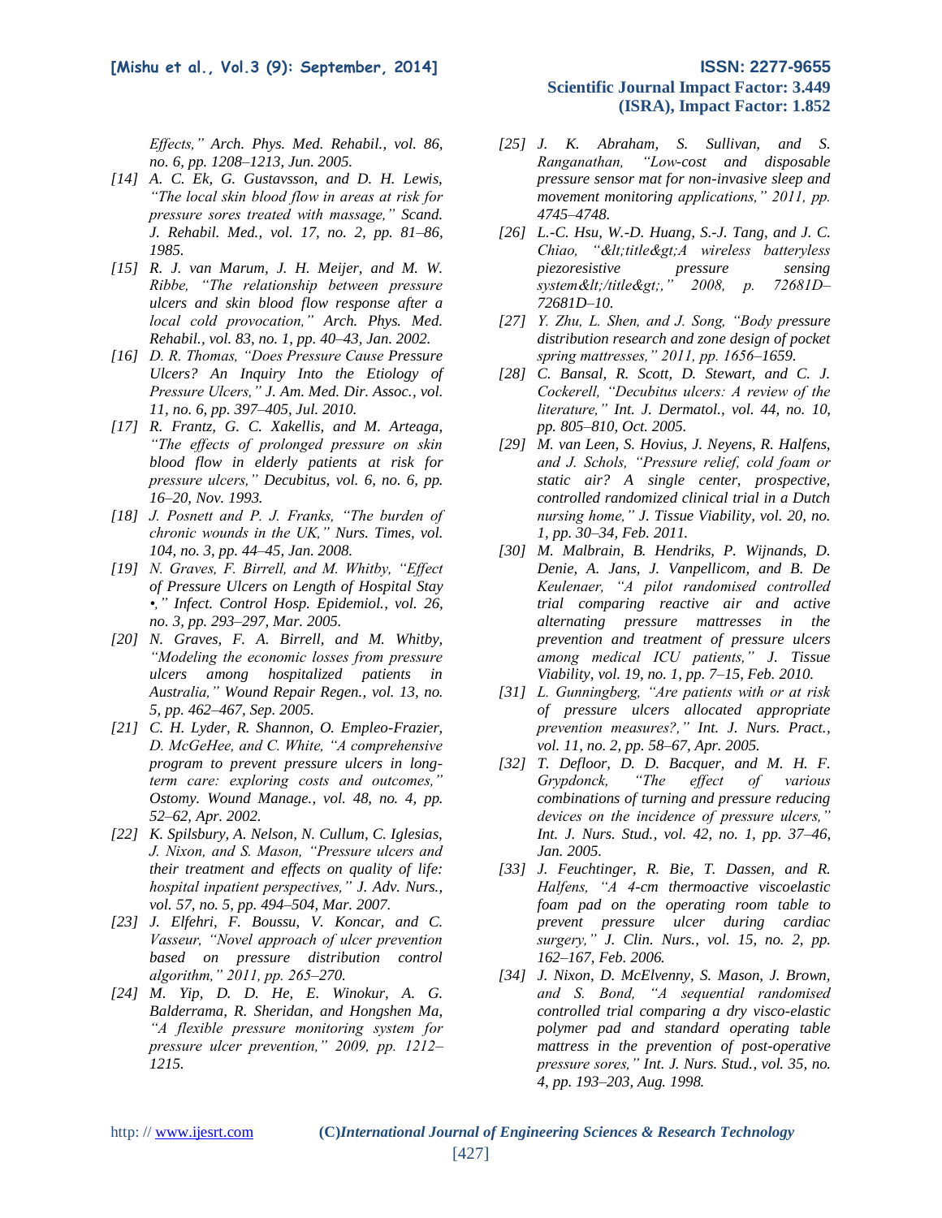*Effects," Arch. Phys. Med. Rehabil., vol. 86, no. 6, pp. 1208–1213, Jun. 2005.*

[14] *A. C. Ek, G. Gustavsson, and D. H. Lewis, "The local skin blood flow in areas at risk for pressure sores treated with massage," Scand. J. Rehabil. Med., vol. 17, no. 2, pp. 81–86, 1985.*

[15] *R. J. van Marum, J. H. Meijer, and M. W. Ribbe, "The relationship between pressure ulcers and skin blood flow response after a local cold provocation," Arch. Phys. Med. Rehabil., vol. 83, no. 1, pp. 40–43, Jan. 2002.*

[16] *D. R. Thomas, "Does Pressure Cause Pressure Ulcers? An Inquiry Into the Etiology of Pressure Ulcers," J. Am. Med. Dir. Assoc., vol. 11, no. 6, pp. 397–405, Jul. 2010.*

[17] *R. Frantz, G. C. Xakellis, and M. Arteaga, "The effects of prolonged pressure on skin blood flow in elderly patients at risk for pressure ulcers," Decubitus, vol. 6, no. 6, pp. 16–20, Nov. 1993.*

[18] *J. Posnett and P. J. Franks, "The burden of chronic wounds in the UK," Nurs. Times, vol. 104, no. 3, pp. 44–45, Jan. 2008.*

[19] *N. Graves, F. Birrell, and M. Whitby, "Effect of Pressure Ulcers on Length of Hospital Stay •," Infect. Control Hosp. Epidemiol., vol. 26, no. 3, pp. 293–297, Mar. 2005.*

[20] *N. Graves, F. A. Birrell, and M. Whitby, "Modeling the economic losses from pressure ulcers among hospitalized patients in Australia," Wound Repair Regen., vol. 13, no. 5, pp. 462–467, Sep. 2005.*

[21] *C. H. Lyder, R. Shannon, O. Empleo-Frazier, D. McGeHee, and C. White, "A comprehensive program to prevent pressure ulcers in long-term care: exploring costs and outcomes," Ostomy. Wound Manage., vol. 48, no. 4, pp. 52–62, Apr. 2002.*

[22] *K. Spilsbury, A. Nelson, N. Cullum, C. Iglesias, J. Nixon, and S. Mason, "Pressure ulcers and their treatment and effects on quality of life: hospital inpatient perspectives," J. Adv. Nurs., vol. 57, no. 5, pp. 494–504, Mar. 2007.*

[23] *J. Elfehri, F. Boussu, V. Koncar, and C. Vasseur, "Novel approach of ulcer prevention based on pressure distribution control algorithm," 2011, pp. 265–270.*

[24] *M. Yip, D. D. He, E. Winokur, A. G. Balderrama, R. Sheridan, and Hongshen Ma, "A flexible pressure monitoring system for pressure ulcer prevention," 2009, pp. 1212–1215.*

[25] *J. K. Abraham, S. Sullivan, and S. Ranganathan, "Low-cost and disposable pressure sensor mat for non-invasive sleep and movement monitoring applications," 2011, pp. 4745–4748.*

[26] *L.-C. Hsu, W.-D. Huang, S.-J. Tang, and J. C. Chiao, "&lt;title&gt;A wireless batteryless piezoresistive pressure sensing system&lt;/title&gt;," 2008, p. 72681D–72681D–10.*

[27] *Y. Zhu, L. Shen, and J. Song, "Body pressure distribution research and zone design of pocket spring mattresses," 2011, pp. 1656–1659.*

[28] *C. Bansal, R. Scott, D. Stewart, and C. J. Cockerell, "Decubitus ulcers: A review of the literature," Int. J. Dermatol., vol. 44, no. 10, pp. 805–810, Oct. 2005.*

[29] *M. van Leen, S. Hovius, J. Neyens, R. Halfens, and J. Schols, "Pressure relief, cold foam or static air? A single center, prospective, controlled randomized clinical trial in a Dutch nursing home," J. Tissue Viability, vol. 20, no. 1, pp. 30–34, Feb. 2011.*

[30] *M. Malbrain, B. Hendriks, P. Wijnands, D. Denie, A. Jans, J. Vanpellicom, and B. De Keulenaer, "A pilot randomised controlled trial comparing reactive air and active alternating pressure mattresses in the prevention and treatment of pressure ulcers among medical ICU patients," J. Tissue Viability, vol. 19, no. 1, pp. 7–15, Feb. 2010.*

[31] *L. Gunningberg, "Are patients with or at risk of pressure ulcers allocated appropriate prevention measures?," Int. J. Nurs. Pract., vol. 11, no. 2, pp. 58–67, Apr. 2005.*

[32] *T. Defloor, D. D. Bacquer, and M. H. F. Grypdonck, "The effect of various combinations of turning and pressure reducing devices on the incidence of pressure ulcers," Int. J. Nurs. Stud., vol. 42, no. 1, pp. 37–46, Jan. 2005.*

[33] *J. Feuchtinger, R. Bie, T. Dassen, and R. Halfens, "A 4-cm thermoactive viscoelastic foam pad on the operating room table to prevent pressure ulcer during cardiac surgery," J. Clin. Nurs., vol. 15, no. 2, pp. 162–167, Feb. 2006.*

[34] *J. Nixon, D. McElvenny, S. Mason, J. Brown, and S. Bond, "A sequential randomised controlled trial comparing a dry visco-elastic polymer pad and standard operating table mattress in the prevention of post-operative pressure sores," Int. J. Nurs. Stud., vol. 35, no. 4, pp. 193–203, Aug. 1998.*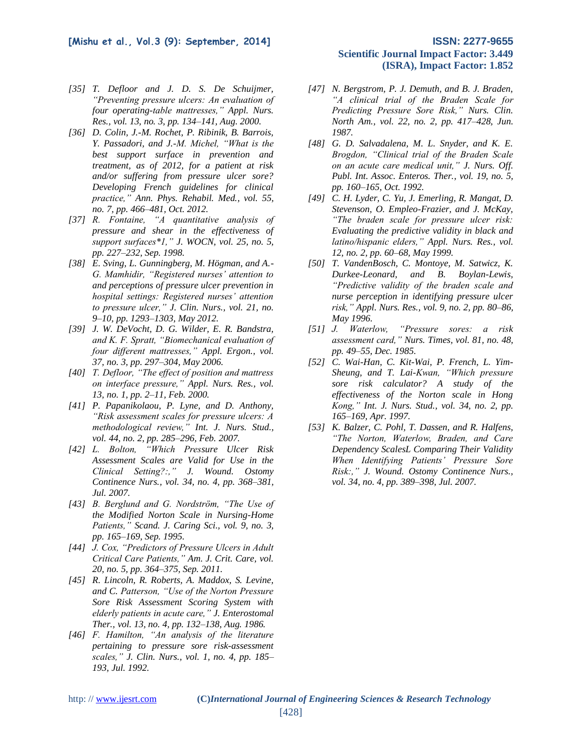[35] T. Defloor and J. D. S. De Schuijmer, "Preventing pressure ulcers: An evaluation of four operating-table mattresses," Appl. Nurs. Res., vol. 13, no. 3, pp. 134–141, Aug. 2000.

[36] D. Colin, J.-M. Rochet, P. Ribinik, B. Barrois, Y. Passadori, and J.-M. Michel, "What is the best support surface in prevention and treatment, as of 2012, for a patient at risk and/or suffering from pressure ulcer sore? Developing French guidelines for clinical practice," Ann. Phys. Rehabil. Med., vol. 55, no. 7, pp. 466–481, Oct. 2012.

[37] R. Fontaine, "A quantitative analysis of pressure and shear in the effectiveness of support surfaces*1," J. WOCN, vol. 25, no. 5, pp. 227–232, Sep. 1998.

[38] E. Sving, L. Gunningberg, M. Högman, and A.-G. Mamhidir, "Registered nurses' attention to and perceptions of pressure ulcer prevention in hospital settings: Registered nurses' attention to pressure ulcer," J. Clin. Nurs., vol. 21, no. 9–10, pp. 1293–1303, May 2012.

[39] J. W. DeVocht, D. G. Wilder, E. R. Bandstra, and K. F. Spratt, "Biomechanical evaluation of four different mattresses," Appl. Ergon., vol. 37, no. 3, pp. 297–304, May 2006.

[40] T. Defloor, "The effect of position and mattress on interface pressure," Appl. Nurs. Res., vol. 13, no. 1, pp. 2–11, Feb. 2000.

[41] P. Papanikolaou, P. Lyne, and D. Anthony, "Risk assessment scales for pressure ulcers: A methodological review," Int. J. Nurs. Stud., vol. 44, no. 2, pp. 285–296, Feb. 2007.

[42] L. Bolton, "Which Pressure Ulcer Risk Assessment Scales are Valid for Use in the Clinical Setting?:," J. Wound. Ostomy Continence Nurs., vol. 34, no. 4, pp. 368–381, Jul. 2007.

[43] B. Berglund and G. Nordström, "The Use of the Modified Norton Scale in Nursing-Home Patients," Scand. J. Caring Sci., vol. 9, no. 3, pp. 165–169, Sep. 1995.

[44] J. Cox, "Predictors of Pressure Ulcers in Adult Critical Care Patients," Am. J. Crit. Care, vol. 20, no. 5, pp. 364–375, Sep. 2011.

[45] R. Lincoln, R. Roberts, A. Maddox, S. Levine, and C. Patterson, "Use of the Norton Pressure Sore Risk Assessment Scoring System with elderly patients in acute care," J. Enterostomal Ther., vol. 13, no. 4, pp. 132–138, Aug. 1986.

[46] F. Hamilton, "An analysis of the literature pertaining to pressure sore risk-assessment scales," J. Clin. Nurs., vol. 1, no. 4, pp. 185–193, Jul. 1992.

[47] N. Bergstrom, P. J. Demuth, and B. J. Braden, "A clinical trial of the Braden Scale for Predicting Pressure Sore Risk," Nurs. Clin. North Am., vol. 22, no. 2, pp. 417–428, Jun. 1987.

[48] G. D. Salvadalena, M. L. Snyder, and K. E. Brogdon, "Clinical trial of the Braden Scale on an acute care medical unit," J. Nurs. Off. Publ. Int. Assoc. Enteros. Ther., vol. 19, no. 5, pp. 160–165, Oct. 1992.

[49] C. H. Lyder, C. Yu, J. Emerling, R. Mangat, D. Stevenson, O. Empleo-Frazier, and J. McKay, "The braden scale for pressure ulcer risk: Evaluating the predictive validity in black and latino/hispanic elders," Appl. Nurs. Res., vol. 12, no. 2, pp. 60–68, May 1999.

[50] T. VandenBosch, C. Montoye, M. Satwicz, K. Durkee-Leonard, and B. Boylan-Lewis, "Predictive validity of the braden scale and nurse perception in identifying pressure ulcer risk," Appl. Nurs. Res., vol. 9, no. 2, pp. 80–86, May 1996.

[51] J. Waterlow, "Pressure sores: a risk assessment card," Nurs. Times, vol. 81, no. 48, pp. 49–55, Dec. 1985.

[52] C. Wai-Han, C. Kit-Wai, P. French, L. Yim-Sheung, and T. Lai-Kwan, "Which pressure sore risk calculator? A study of the effectiveness of the Norton scale in Hong Kong," Int. J. Nurs. Stud., vol. 34, no. 2, pp. 165–169, Apr. 1997.

[53] K. Balzer, C. Pohl, T. Dassen, and R. Halfens, "The Norton, Waterlow, Braden, and Care Dependency ScalesL Comparing Their Validity When Identifying Patients' Pressure Sore Risk:," J. Wound. Ostomy Continence Nurs., vol. 34, no. 4, pp. 389–398, Jul. 2007.